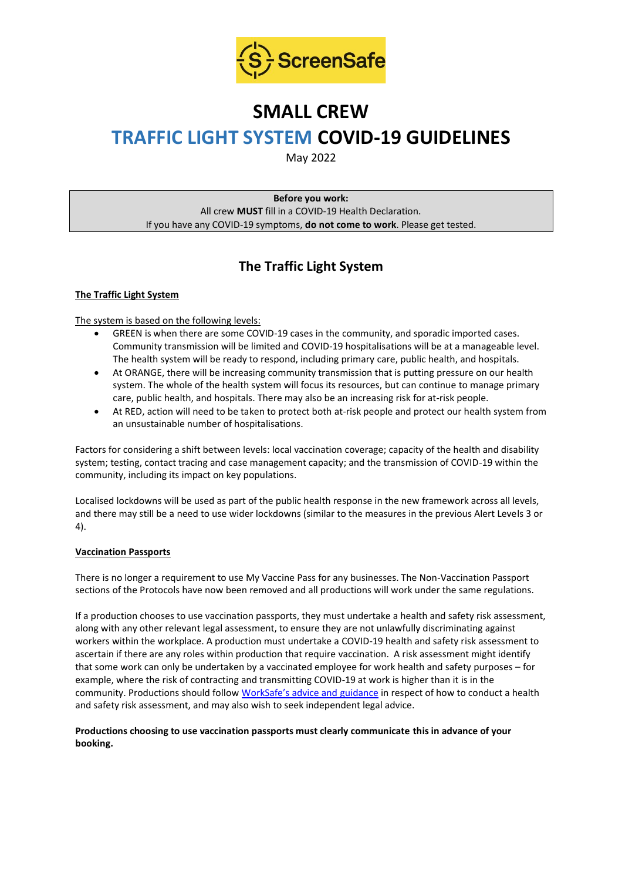ScreenSafe

# SMALL CREW

# TRAFFIC LIGHT SYSTEM COVID-19 GUIDELINES

May 2022

**Before you work:**
All crew **MUST** fill in a COVID-19 Health Declaration.
If you have any COVID-19 symptoms, **do not come to work**. Please get tested.

## The Traffic Light System

### The Traffic Light System

The system is based on the following levels:

- GREEN is when there are some COVID-19 cases in the community, and sporadic imported cases. Community transmission will be limited and COVID-19 hospitalisations will be at a manageable level. The health system will be ready to respond, including primary care, public health, and hospitals.
- At ORANGE, there will be increasing community transmission that is putting pressure on our health system. The whole of the health system will focus its resources, but can continue to manage primary care, public health, and hospitals. There may also be an increasing risk for at-risk people.
- At RED, action will need to be taken to protect both at-risk people and protect our health system from an unsustainable number of hospitalisations.

Factors for considering a shift between levels: local vaccination coverage; capacity of the health and disability system; testing, contact tracing and case management capacity; and the transmission of COVID-19 within the community, including its impact on key populations.

Localised lockdowns will be used as part of the public health response in the new framework across all levels, and there may still be a need to use wider lockdowns (similar to the measures in the previous Alert Levels 3 or 4).

### Vaccination Passports

There is no longer a requirement to use My Vaccine Pass for any businesses. The Non-Vaccination Passport sections of the Protocols have now been removed and all productions will work under the same regulations.

If a production chooses to use vaccination passports, they must undertake a health and safety risk assessment, along with any other relevant legal assessment, to ensure they are not unlawfully discriminating against workers within the workplace. A production must undertake a COVID-19 health and safety risk assessment to ascertain if there are any roles within production that require vaccination. A risk assessment might identify that some work can only be undertaken by a vaccinated employee for work health and safety purposes – for example, where the risk of contracting and transmitting COVID-19 at work is higher than it is in the community. Productions should follow WorkSafe's advice and guidance in respect of how to conduct a health and safety risk assessment, and may also wish to seek independent legal advice.

**Productions choosing to use vaccination passports must clearly communicate this in advance of your booking.**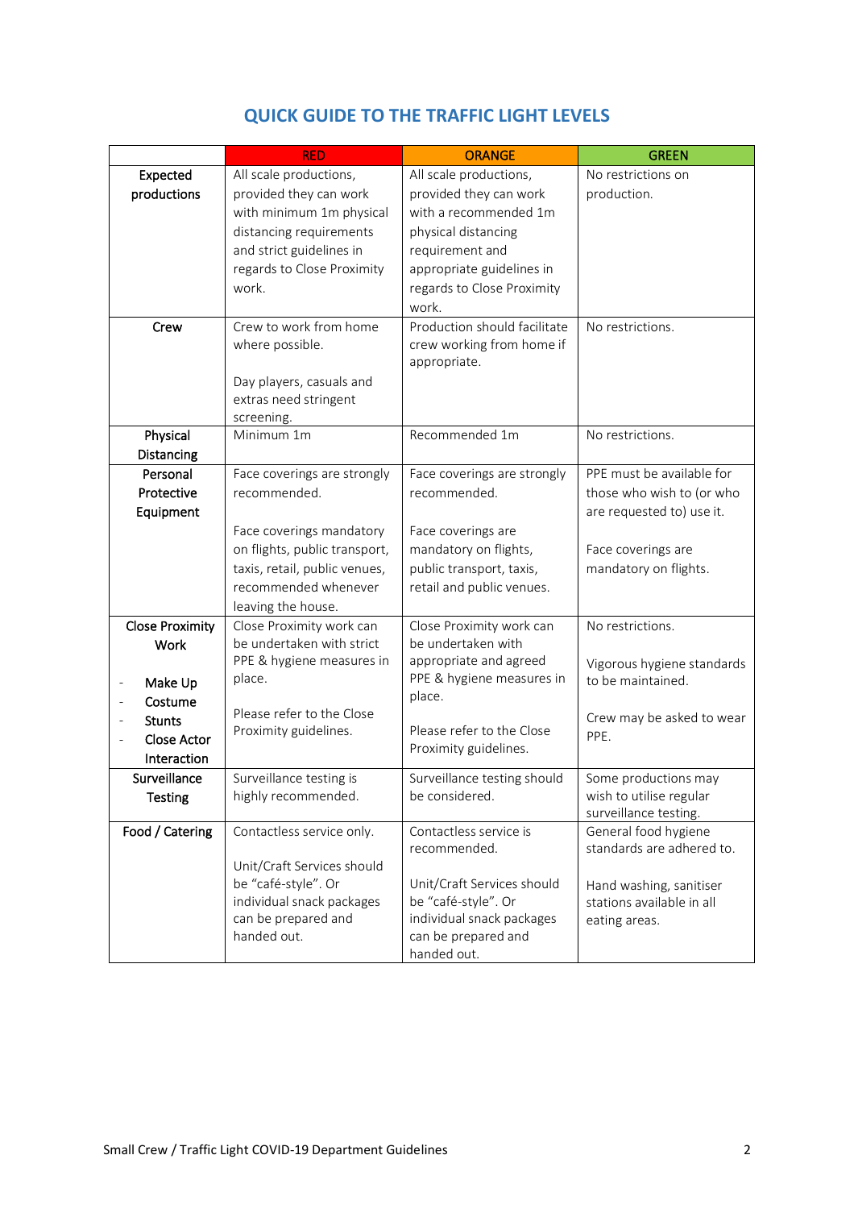## QUICK GUIDE TO THE TRAFFIC LIGHT LEVELS

| | RED | ORANGE | GREEN |
|---|---|---|---|
| **Expected productions** | All scale productions, provided they can work with minimum 1m physical distancing requirements and strict guidelines in regards to Close Proximity work. | All scale productions, provided they can work with a recommended 1m physical distancing requirement and appropriate guidelines in regards to Close Proximity work. | No restrictions on production. |
| **Crew** | Crew to work from home where possible.<br><br>Day players, casuals and extras need stringent screening. | Production should facilitate crew working from home if appropriate. | No restrictions. |
| **Physical Distancing** | Minimum 1m | Recommended 1m | No restrictions. |
| **Personal Protective Equipment** | Face coverings are strongly recommended.<br><br>Face coverings mandatory on flights, public transport, taxis, retail, public venues, recommended whenever leaving the house. | Face coverings are strongly recommended.<br><br>Face coverings are mandatory on flights, public transport, taxis, retail and public venues. | PPE must be available for those who wish to (or who are requested to) use it.<br><br>Face coverings are mandatory on flights. |
| **Close Proximity Work**<br><br>- **Make Up**<br>- **Costume**<br>- **Stunts**<br>- **Close Actor Interaction** | Close Proximity work can be undertaken with strict PPE & hygiene measures in place.<br><br>Please refer to the Close Proximity guidelines. | Close Proximity work can be undertaken with appropriate and agreed PPE & hygiene measures in place.<br><br>Please refer to the Close Proximity guidelines. | No restrictions.<br><br>Vigorous hygiene standards to be maintained.<br><br>Crew may be asked to wear PPE. |
| **Surveillance Testing** | Surveillance testing is highly recommended. | Surveillance testing should be considered. | Some productions may wish to utilise regular surveillance testing. |
| **Food / Catering** | Contactless service only.<br><br>Unit/Craft Services should be "café-style". Or individual snack packages can be prepared and handed out. | Contactless service is recommended.<br><br>Unit/Craft Services should be "café-style". Or individual snack packages can be prepared and handed out. | General food hygiene standards are adhered to.<br><br>Hand washing, sanitiser stations available in all eating areas. |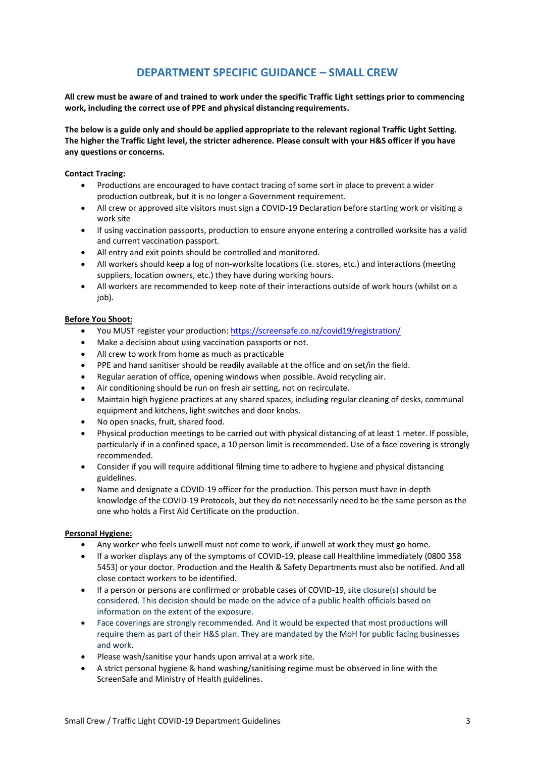## DEPARTMENT SPECIFIC GUIDANCE – SMALL CREW

**All crew must be aware of and trained to work under the specific Traffic Light settings prior to commencing work, including the correct use of PPE and physical distancing requirements.**

**The below is a guide only and should be applied appropriate to the relevant regional Traffic Light Setting. The higher the Traffic Light level, the stricter adherence. Please consult with your H&S officer if you have any questions or concerns.**

**Contact Tracing:**

- Productions are encouraged to have contact tracing of some sort in place to prevent a wider production outbreak, but it is no longer a Government requirement.
- All crew or approved site visitors must sign a COVID-19 Declaration before starting work or visiting a work site
- If using vaccination passports, production to ensure anyone entering a controlled worksite has a valid and current vaccination passport.
- All entry and exit points should be controlled and monitored.
- All workers should keep a log of non-worksite locations (i.e. stores, etc.) and interactions (meeting suppliers, location owners, etc.) they have during working hours.
- All workers are recommended to keep note of their interactions outside of work hours (whilst on a job).

**Before You Shoot:**

- You MUST register your production: [https://screensafe.co.nz/covid19/registration/](https://screensafe.co.nz/covid19/registration/)
- Make a decision about using vaccination passports or not.
- All crew to work from home as much as practicable
- PPE and hand sanitiser should be readily available at the office and on set/in the field.
- Regular aeration of office, opening windows when possible. Avoid recycling air.
- Air conditioning should be run on fresh air setting, not on recirculate.
- Maintain high hygiene practices at any shared spaces, including regular cleaning of desks, communal equipment and kitchens, light switches and door knobs.
- No open snacks, fruit, shared food.
- Physical production meetings to be carried out with physical distancing of at least 1 meter. If possible, particularly if in a confined space, a 10 person limit is recommended. Use of a face covering is strongly recommended.
- Consider if you will require additional filming time to adhere to hygiene and physical distancing guidelines.
- Name and designate a COVID-19 officer for the production. This person must have in-depth knowledge of the COVID-19 Protocols, but they do not necessarily need to be the same person as the one who holds a First Aid Certificate on the production.

**Personal Hygiene:**

- Any worker who feels unwell must not come to work, if unwell at work they must go home.
- If a worker displays any of the symptoms of COVID-19, please call Healthline immediately (0800 358 5453) or your doctor. Production and the Health & Safety Departments must also be notified. And all close contact workers to be identified.
- If a person or persons are confirmed or probable cases of COVID-19, site closure(s) should be considered. This decision should be made on the advice of a public health officials based on information on the extent of the exposure.
- Face coverings are strongly recommended. And it would be expected that most productions will require them as part of their H&S plan. They are mandated by the MoH for public facing businesses and work.
- Please wash/sanitise your hands upon arrival at a work site.
- A strict personal hygiene & hand washing/sanitising regime must be observed in line with the ScreenSafe and Ministry of Health guidelines.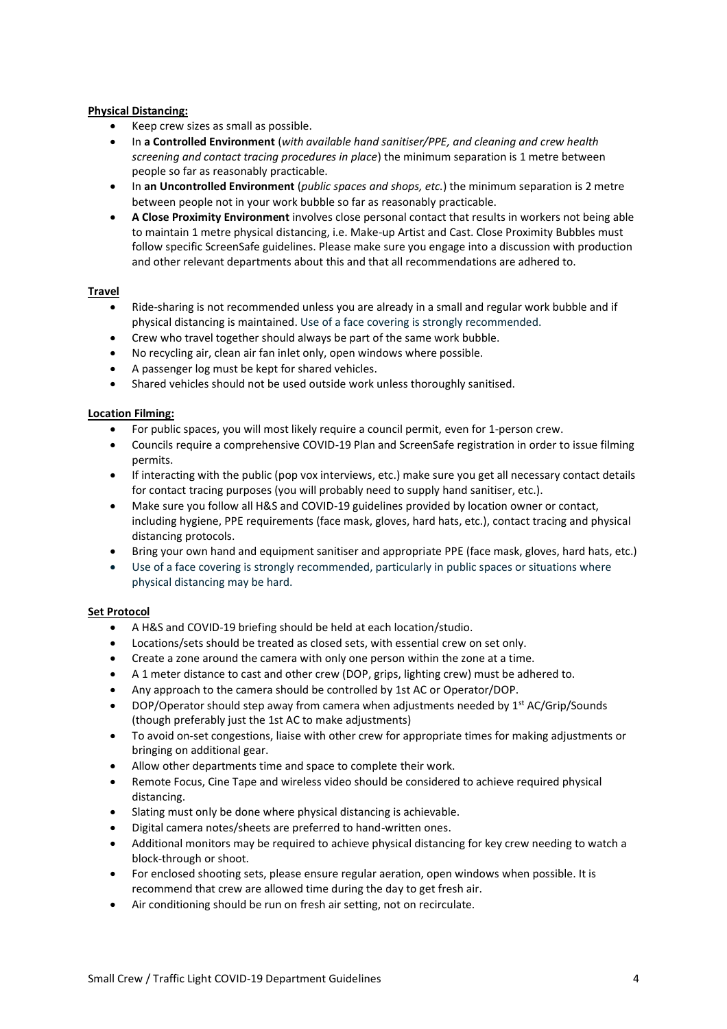**Physical Distancing:**

- Keep crew sizes as small as possible.
- In **a Controlled Environment** (*with available hand sanitiser/PPE, and cleaning and crew health screening and contact tracing procedures in place*) the minimum separation is 1 metre between people so far as reasonably practicable.
- In **an Uncontrolled Environment** (*public spaces and shops, etc.*) the minimum separation is 2 metre between people not in your work bubble so far as reasonably practicable.
- **A Close Proximity Environment** involves close personal contact that results in workers not being able to maintain 1 metre physical distancing, i.e. Make-up Artist and Cast. Close Proximity Bubbles must follow specific ScreenSafe guidelines. Please make sure you engage into a discussion with production and other relevant departments about this and that all recommendations are adhered to.

**Travel**

- Ride-sharing is not recommended unless you are already in a small and regular work bubble and if physical distancing is maintained. Use of a face covering is strongly recommended.
- Crew who travel together should always be part of the same work bubble.
- No recycling air, clean air fan inlet only, open windows where possible.
- A passenger log must be kept for shared vehicles.
- Shared vehicles should not be used outside work unless thoroughly sanitised.

**Location Filming:**

- For public spaces, you will most likely require a council permit, even for 1-person crew.
- Councils require a comprehensive COVID-19 Plan and ScreenSafe registration in order to issue filming permits.
- If interacting with the public (pop vox interviews, etc.) make sure you get all necessary contact details for contact tracing purposes (you will probably need to supply hand sanitiser, etc.).
- Make sure you follow all H&S and COVID-19 guidelines provided by location owner or contact, including hygiene, PPE requirements (face mask, gloves, hard hats, etc.), contact tracing and physical distancing protocols.
- Bring your own hand and equipment sanitiser and appropriate PPE (face mask, gloves, hard hats, etc.)
- Use of a face covering is strongly recommended, particularly in public spaces or situations where physical distancing may be hard.

**Set Protocol**

- A H&S and COVID-19 briefing should be held at each location/studio.
- Locations/sets should be treated as closed sets, with essential crew on set only.
- Create a zone around the camera with only one person within the zone at a time.
- A 1 meter distance to cast and other crew (DOP, grips, lighting crew) must be adhered to.
- Any approach to the camera should be controlled by 1st AC or Operator/DOP.
- DOP/Operator should step away from camera when adjustments needed by 1st AC/Grip/Sounds (though preferably just the 1st AC to make adjustments)
- To avoid on-set congestions, liaise with other crew for appropriate times for making adjustments or bringing on additional gear.
- Allow other departments time and space to complete their work.
- Remote Focus, Cine Tape and wireless video should be considered to achieve required physical distancing.
- Slating must only be done where physical distancing is achievable.
- Digital camera notes/sheets are preferred to hand-written ones.
- Additional monitors may be required to achieve physical distancing for key crew needing to watch a block-through or shoot.
- For enclosed shooting sets, please ensure regular aeration, open windows when possible. It is recommend that crew are allowed time during the day to get fresh air.
- Air conditioning should be run on fresh air setting, not on recirculate.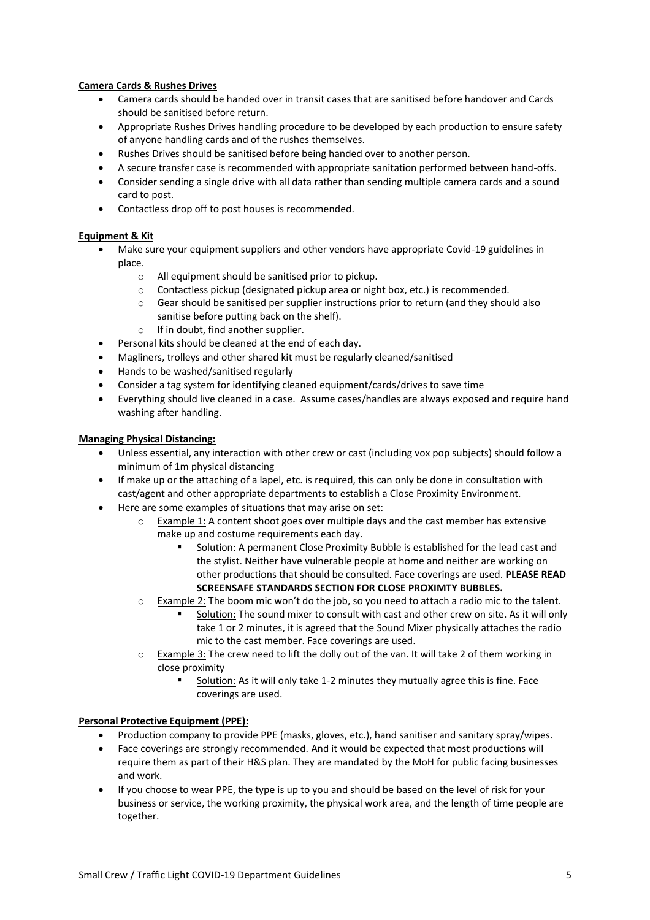**Camera Cards & Rushes Drives**

- Camera cards should be handed over in transit cases that are sanitised before handover and Cards should be sanitised before return.
- Appropriate Rushes Drives handling procedure to be developed by each production to ensure safety of anyone handling cards and of the rushes themselves.
- Rushes Drives should be sanitised before being handed over to another person.
- A secure transfer case is recommended with appropriate sanitation performed between hand-offs.
- Consider sending a single drive with all data rather than sending multiple camera cards and a sound card to post.
- Contactless drop off to post houses is recommended.

**Equipment & Kit**

- Make sure your equipment suppliers and other vendors have appropriate Covid-19 guidelines in place.
  - All equipment should be sanitised prior to pickup.
  - Contactless pickup (designated pickup area or night box, etc.) is recommended.
  - Gear should be sanitised per supplier instructions prior to return (and they should also sanitise before putting back on the shelf).
  - If in doubt, find another supplier.
- Personal kits should be cleaned at the end of each day.
- Magliners, trolleys and other shared kit must be regularly cleaned/sanitised
- Hands to be washed/sanitised regularly
- Consider a tag system for identifying cleaned equipment/cards/drives to save time
- Everything should live cleaned in a case. Assume cases/handles are always exposed and require hand washing after handling.

**Managing Physical Distancing:**

- Unless essential, any interaction with other crew or cast (including vox pop subjects) should follow a minimum of 1m physical distancing
- If make up or the attaching of a lapel, etc. is required, this can only be done in consultation with cast/agent and other appropriate departments to establish a Close Proximity Environment.
- Here are some examples of situations that may arise on set:
  - Example 1: A content shoot goes over multiple days and the cast member has extensive make up and costume requirements each day.
    - Solution: A permanent Close Proximity Bubble is established for the lead cast and the stylist. Neither have vulnerable people at home and neither are working on other productions that should be consulted. Face coverings are used. **PLEASE READ SCREENSAFE STANDARDS SECTION FOR CLOSE PROXIMTY BUBBLES.**
  - Example 2: The boom mic won't do the job, so you need to attach a radio mic to the talent.
    - Solution: The sound mixer to consult with cast and other crew on site. As it will only take 1 or 2 minutes, it is agreed that the Sound Mixer physically attaches the radio mic to the cast member. Face coverings are used.
  - Example 3: The crew need to lift the dolly out of the van. It will take 2 of them working in close proximity
    - Solution: As it will only take 1-2 minutes they mutually agree this is fine. Face coverings are used.

**Personal Protective Equipment (PPE):**

- Production company to provide PPE (masks, gloves, etc.), hand sanitiser and sanitary spray/wipes.
- Face coverings are strongly recommended. And it would be expected that most productions will require them as part of their H&S plan. They are mandated by the MoH for public facing businesses and work.
- If you choose to wear PPE, the type is up to you and should be based on the level of risk for your business or service, the working proximity, the physical work area, and the length of time people are together.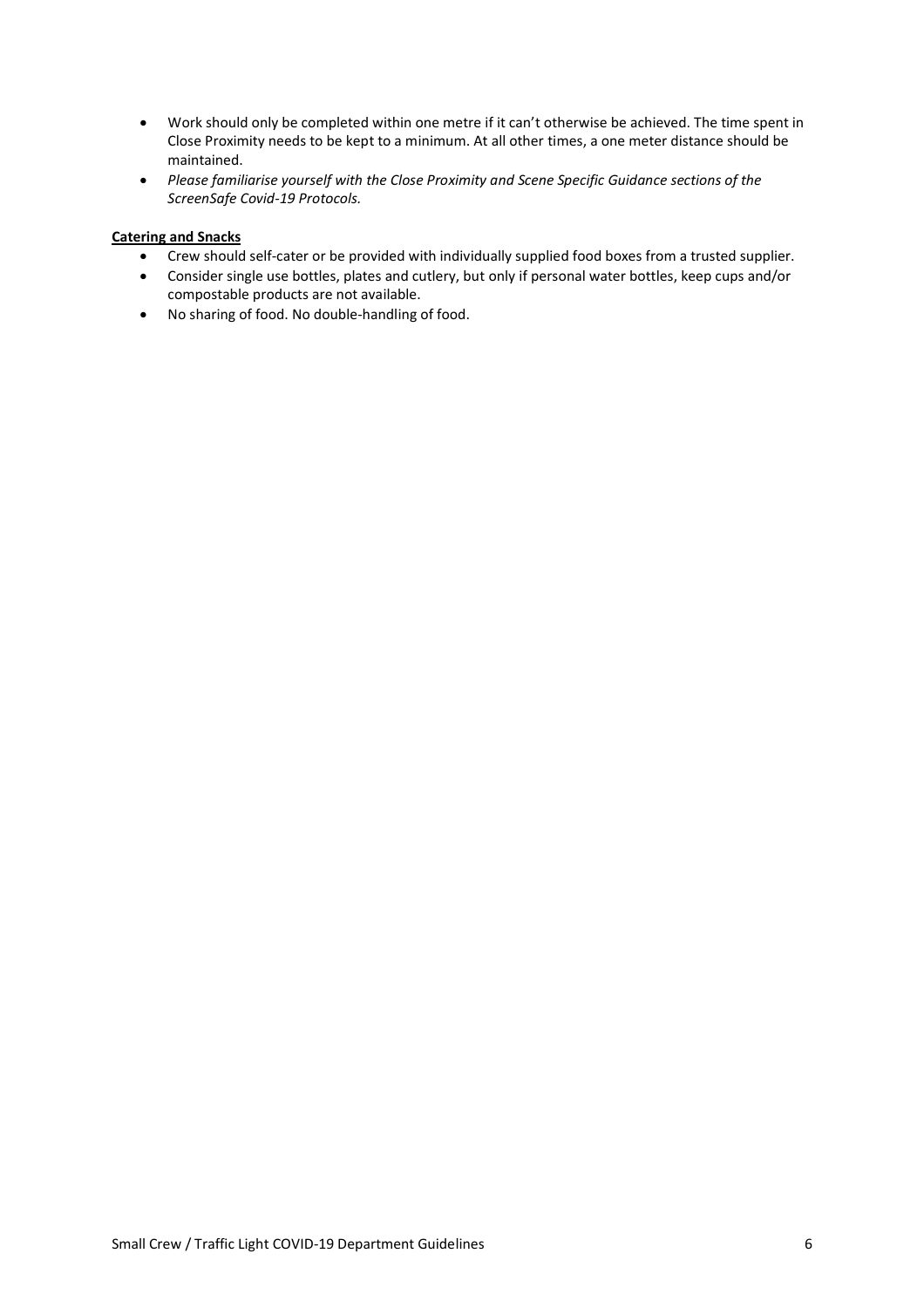- Work should only be completed within one metre if it can't otherwise be achieved. The time spent in Close Proximity needs to be kept to a minimum. At all other times, a one meter distance should be maintained.
- *Please familiarise yourself with the Close Proximity and Scene Specific Guidance sections of the ScreenSafe Covid-19 Protocols.*

**Catering and Snacks**

- Crew should self-cater or be provided with individually supplied food boxes from a trusted supplier.
- Consider single use bottles, plates and cutlery, but only if personal water bottles, keep cups and/or compostable products are not available.
- No sharing of food. No double-handling of food.